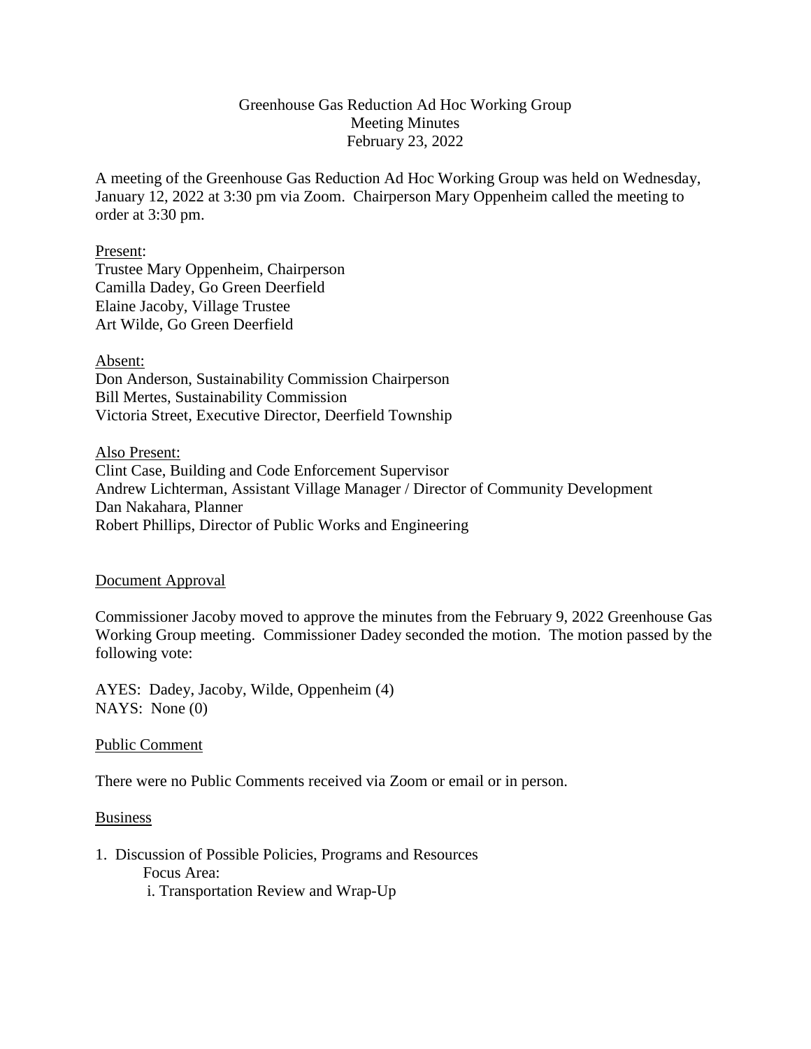Greenhouse Gas Reduction Ad Hoc Working Group
Meeting Minutes
February 23, 2022

A meeting of the Greenhouse Gas Reduction Ad Hoc Working Group was held on Wednesday, January 12, 2022 at 3:30 pm via Zoom. Chairperson Mary Oppenheim called the meeting to order at 3:30 pm.

Present:
Trustee Mary Oppenheim, Chairperson
Camilla Dadey, Go Green Deerfield
Elaine Jacoby, Village Trustee
Art Wilde, Go Green Deerfield

Absent:
Don Anderson, Sustainability Commission Chairperson
Bill Mertes, Sustainability Commission
Victoria Street, Executive Director, Deerfield Township

Also Present:
Clint Case, Building and Code Enforcement Supervisor
Andrew Lichterman, Assistant Village Manager / Director of Community Development
Dan Nakahara, Planner
Robert Phillips, Director of Public Works and Engineering

Document Approval

Commissioner Jacoby moved to approve the minutes from the February 9, 2022 Greenhouse Gas Working Group meeting. Commissioner Dadey seconded the motion. The motion passed by the following vote:

AYES: Dadey, Jacoby, Wilde, Oppenheim (4)
NAYS: None (0)

Public Comment

There were no Public Comments received via Zoom or email or in person.

Business

1. Discussion of Possible Policies, Programs and Resources
   Focus Area:
   i. Transportation Review and Wrap-Up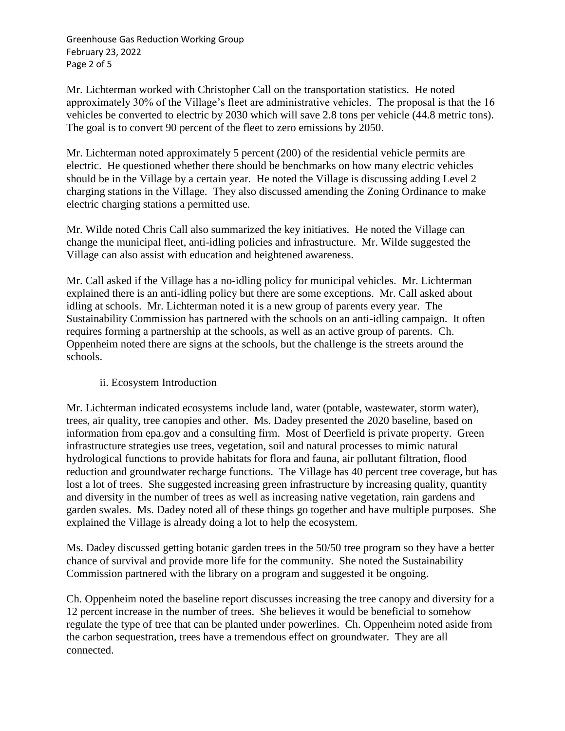Mr. Lichterman worked with Christopher Call on the transportation statistics. He noted approximately 30% of the Village's fleet are administrative vehicles. The proposal is that the 16 vehicles be converted to electric by 2030 which will save 2.8 tons per vehicle (44.8 metric tons). The goal is to convert 90 percent of the fleet to zero emissions by 2050.

Mr. Lichterman noted approximately 5 percent (200) of the residential vehicle permits are electric. He questioned whether there should be benchmarks on how many electric vehicles should be in the Village by a certain year. He noted the Village is discussing adding Level 2 charging stations in the Village. They also discussed amending the Zoning Ordinance to make electric charging stations a permitted use.

Mr. Wilde noted Chris Call also summarized the key initiatives. He noted the Village can change the municipal fleet, anti-idling policies and infrastructure. Mr. Wilde suggested the Village can also assist with education and heightened awareness.

Mr. Call asked if the Village has a no-idling policy for municipal vehicles. Mr. Lichterman explained there is an anti-idling policy but there are some exceptions. Mr. Call asked about idling at schools. Mr. Lichterman noted it is a new group of parents every year. The Sustainability Commission has partnered with the schools on an anti-idling campaign. It often requires forming a partnership at the schools, as well as an active group of parents. Ch. Oppenheim noted there are signs at the schools, but the challenge is the streets around the schools.

ii. Ecosystem Introduction

Mr. Lichterman indicated ecosystems include land, water (potable, wastewater, storm water), trees, air quality, tree canopies and other. Ms. Dadey presented the 2020 baseline, based on information from epa.gov and a consulting firm. Most of Deerfield is private property. Green infrastructure strategies use trees, vegetation, soil and natural processes to mimic natural hydrological functions to provide habitats for flora and fauna, air pollutant filtration, flood reduction and groundwater recharge functions. The Village has 40 percent tree coverage, but has lost a lot of trees. She suggested increasing green infrastructure by increasing quality, quantity and diversity in the number of trees as well as increasing native vegetation, rain gardens and garden swales. Ms. Dadey noted all of these things go together and have multiple purposes. She explained the Village is already doing a lot to help the ecosystem.

Ms. Dadey discussed getting botanic garden trees in the 50/50 tree program so they have a better chance of survival and provide more life for the community. She noted the Sustainability Commission partnered with the library on a program and suggested it be ongoing.

Ch. Oppenheim noted the baseline report discusses increasing the tree canopy and diversity for a 12 percent increase in the number of trees. She believes it would be beneficial to somehow regulate the type of tree that can be planted under powerlines. Ch. Oppenheim noted aside from the carbon sequestration, trees have a tremendous effect on groundwater. They are all connected.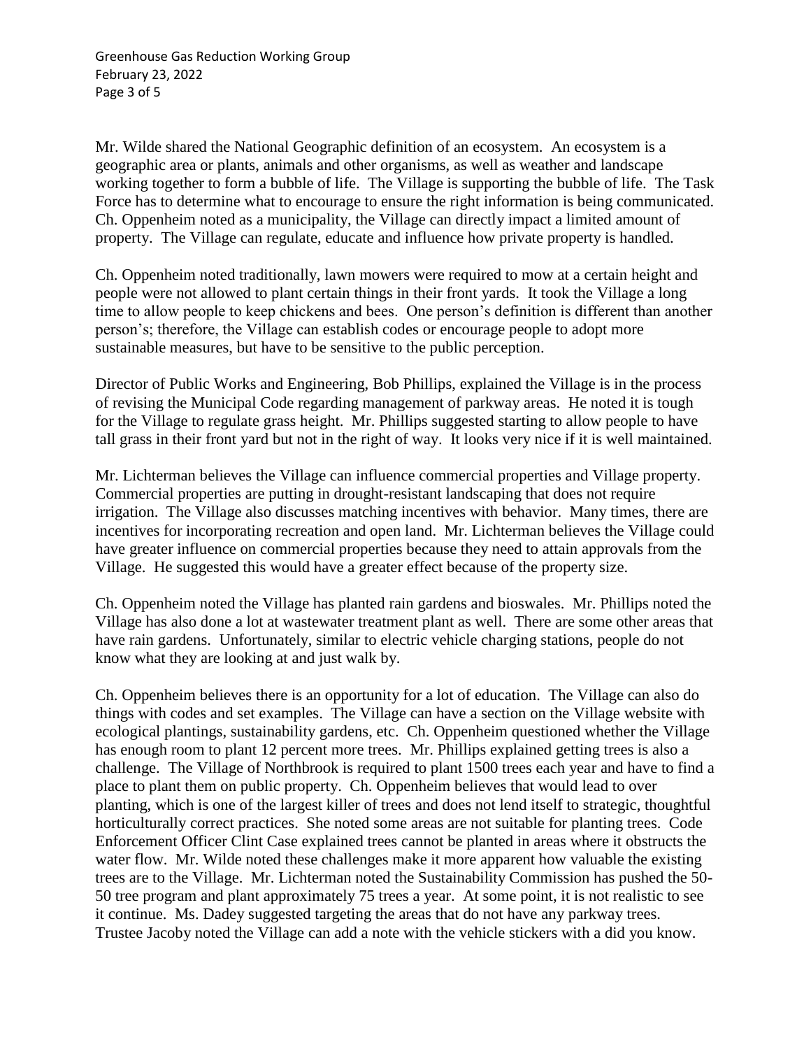Mr. Wilde shared the National Geographic definition of an ecosystem. An ecosystem is a geographic area or plants, animals and other organisms, as well as weather and landscape working together to form a bubble of life. The Village is supporting the bubble of life. The Task Force has to determine what to encourage to ensure the right information is being communicated. Ch. Oppenheim noted as a municipality, the Village can directly impact a limited amount of property. The Village can regulate, educate and influence how private property is handled.

Ch. Oppenheim noted traditionally, lawn mowers were required to mow at a certain height and people were not allowed to plant certain things in their front yards. It took the Village a long time to allow people to keep chickens and bees. One person's definition is different than another person's; therefore, the Village can establish codes or encourage people to adopt more sustainable measures, but have to be sensitive to the public perception.

Director of Public Works and Engineering, Bob Phillips, explained the Village is in the process of revising the Municipal Code regarding management of parkway areas. He noted it is tough for the Village to regulate grass height. Mr. Phillips suggested starting to allow people to have tall grass in their front yard but not in the right of way. It looks very nice if it is well maintained.

Mr. Lichterman believes the Village can influence commercial properties and Village property. Commercial properties are putting in drought-resistant landscaping that does not require irrigation. The Village also discusses matching incentives with behavior. Many times, there are incentives for incorporating recreation and open land. Mr. Lichterman believes the Village could have greater influence on commercial properties because they need to attain approvals from the Village. He suggested this would have a greater effect because of the property size.

Ch. Oppenheim noted the Village has planted rain gardens and bioswales. Mr. Phillips noted the Village has also done a lot at wastewater treatment plant as well. There are some other areas that have rain gardens. Unfortunately, similar to electric vehicle charging stations, people do not know what they are looking at and just walk by.

Ch. Oppenheim believes there is an opportunity for a lot of education. The Village can also do things with codes and set examples. The Village can have a section on the Village website with ecological plantings, sustainability gardens, etc. Ch. Oppenheim questioned whether the Village has enough room to plant 12 percent more trees. Mr. Phillips explained getting trees is also a challenge. The Village of Northbrook is required to plant 1500 trees each year and have to find a place to plant them on public property. Ch. Oppenheim believes that would lead to over planting, which is one of the largest killer of trees and does not lend itself to strategic, thoughtful horticulturally correct practices. She noted some areas are not suitable for planting trees. Code Enforcement Officer Clint Case explained trees cannot be planted in areas where it obstructs the water flow. Mr. Wilde noted these challenges make it more apparent how valuable the existing trees are to the Village. Mr. Lichterman noted the Sustainability Commission has pushed the 50-50 tree program and plant approximately 75 trees a year. At some point, it is not realistic to see it continue. Ms. Dadey suggested targeting the areas that do not have any parkway trees. Trustee Jacoby noted the Village can add a note with the vehicle stickers with a did you know.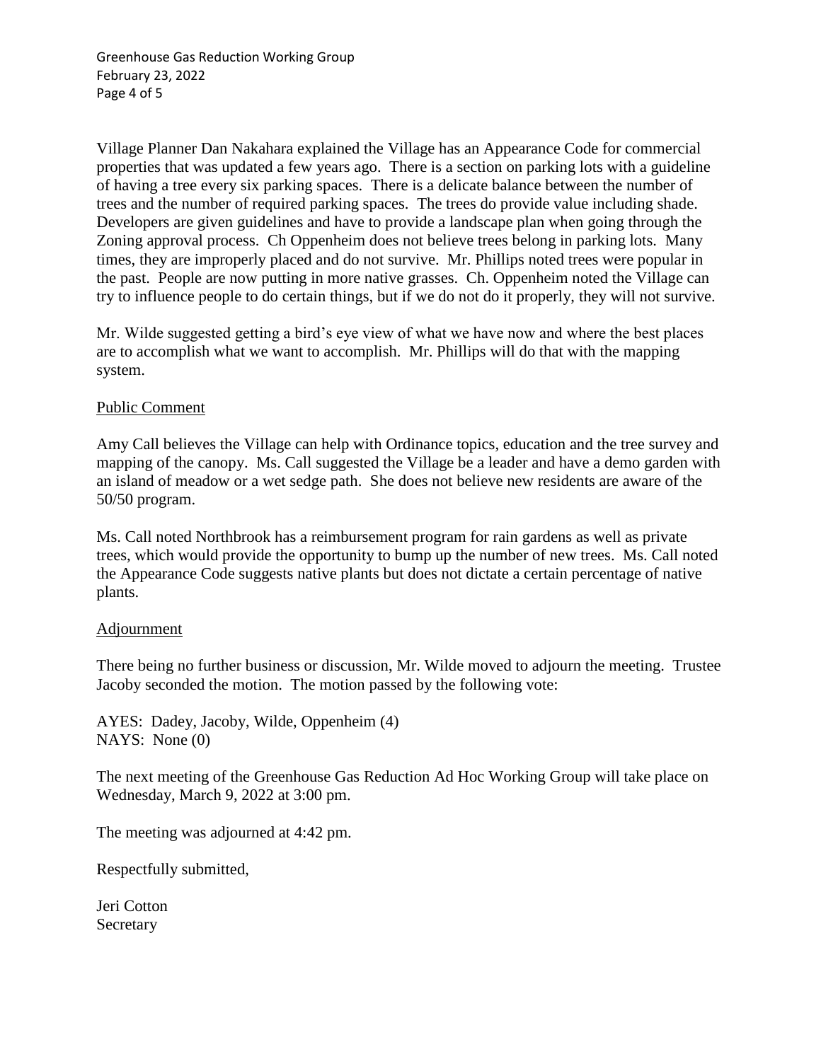Village Planner Dan Nakahara explained the Village has an Appearance Code for commercial properties that was updated a few years ago. There is a section on parking lots with a guideline of having a tree every six parking spaces. There is a delicate balance between the number of trees and the number of required parking spaces. The trees do provide value including shade. Developers are given guidelines and have to provide a landscape plan when going through the Zoning approval process. Ch Oppenheim does not believe trees belong in parking lots. Many times, they are improperly placed and do not survive. Mr. Phillips noted trees were popular in the past. People are now putting in more native grasses. Ch. Oppenheim noted the Village can try to influence people to do certain things, but if we do not do it properly, they will not survive.

Mr. Wilde suggested getting a bird's eye view of what we have now and where the best places are to accomplish what we want to accomplish. Mr. Phillips will do that with the mapping system.

## Public Comment

Amy Call believes the Village can help with Ordinance topics, education and the tree survey and mapping of the canopy. Ms. Call suggested the Village be a leader and have a demo garden with an island of meadow or a wet sedge path. She does not believe new residents are aware of the 50/50 program.

Ms. Call noted Northbrook has a reimbursement program for rain gardens as well as private trees, which would provide the opportunity to bump up the number of new trees. Ms. Call noted the Appearance Code suggests native plants but does not dictate a certain percentage of native plants.

## Adjournment

There being no further business or discussion, Mr. Wilde moved to adjourn the meeting. Trustee Jacoby seconded the motion. The motion passed by the following vote:

AYES: Dadey, Jacoby, Wilde, Oppenheim (4)
NAYS: None (0)

The next meeting of the Greenhouse Gas Reduction Ad Hoc Working Group will take place on Wednesday, March 9, 2022 at 3:00 pm.

The meeting was adjourned at 4:42 pm.

Respectfully submitted,

Jeri Cotton
Secretary